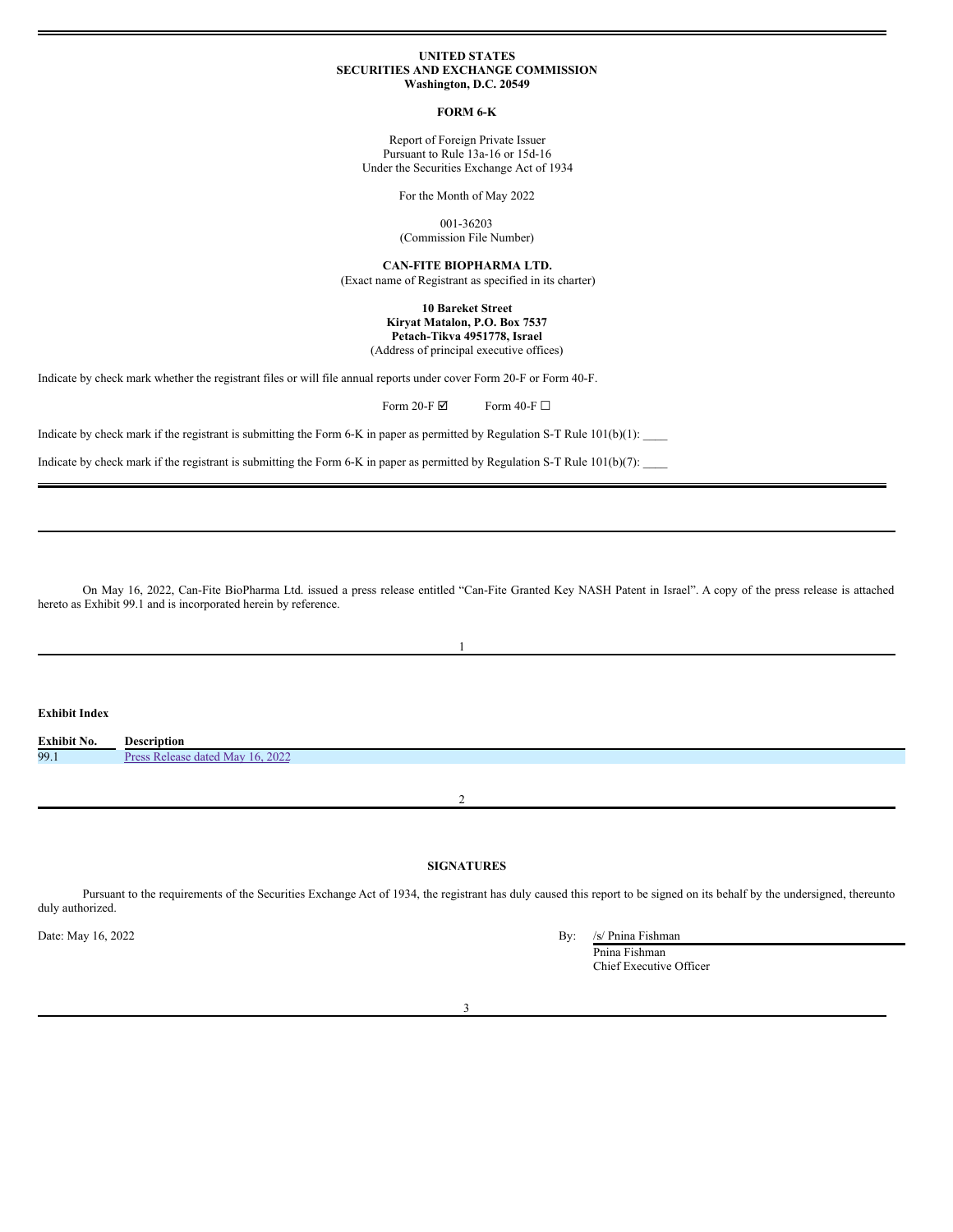**UNITED STATES**
**SECURITIES AND EXCHANGE COMMISSION**
**Washington, D.C. 20549**

**FORM 6-K**

Report of Foreign Private Issuer
Pursuant to Rule 13a-16 or 15d-16
Under the Securities Exchange Act of 1934

For the Month of May 2022

001-36203
(Commission File Number)

**CAN-FITE BIOPHARMA LTD.**
(Exact name of Registrant as specified in its charter)

**10 Bareket Street**
**Kiryat Matalon, P.O. Box 7537**
**Petach-Tikva 4951778, Israel**
(Address of principal executive offices)

Indicate by check mark whether the registrant files or will file annual reports under cover Form 20-F or Form 40-F.

Form 20-F ☑ Form 40-F ☐

Indicate by check mark if the registrant is submitting the Form 6-K in paper as permitted by Regulation S-T Rule 101(b)(1): ____

Indicate by check mark if the registrant is submitting the Form 6-K in paper as permitted by Regulation S-T Rule 101(b)(7): ____

---

On May 16, 2022, Can-Fite BioPharma Ltd. issued a press release entitled "Can-Fite Granted Key NASH Patent in Israel". A copy of the press release is attached hereto as Exhibit 99.1 and is incorporated herein by reference.

---

**Exhibit Index**

| Exhibit No. | Description |
|---|---|
| 99.1 | Press Release dated May 16, 2022 |

---

**SIGNATURES**

Pursuant to the requirements of the Securities Exchange Act of 1934, the registrant has duly caused this report to be signed on its behalf by the undersigned, thereunto duly authorized.

Date: May 16, 2022

By: /s/ Pnina Fishman
Pnina Fishman
Chief Executive Officer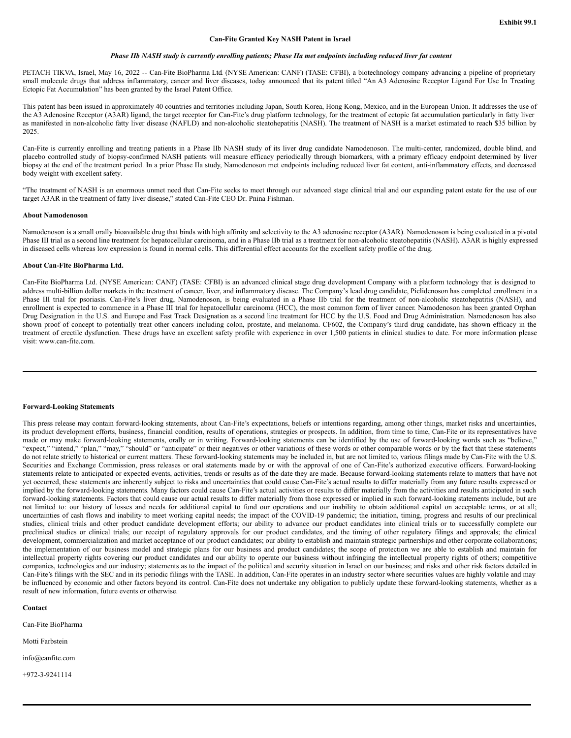Exhibit 99.1

# Can-Fite Granted Key NASH Patent in Israel

*Phase IIb NASH study is currently enrolling patients; Phase IIa met endpoints including reduced liver fat content*

PETACH TIKVA, Israel, May 16, 2022 -- Can-Fite BioPharma Ltd. (NYSE American: CANF) (TASE: CFBI), a biotechnology company advancing a pipeline of proprietary small molecule drugs that address inflammatory, cancer and liver diseases, today announced that its patent titled "An A3 Adenosine Receptor Ligand For Use In Treating Ectopic Fat Accumulation" has been granted by the Israel Patent Office.

This patent has been issued in approximately 40 countries and territories including Japan, South Korea, Hong Kong, Mexico, and in the European Union. It addresses the use of the A3 Adenosine Receptor (A3AR) ligand, the target receptor for Can-Fite's drug platform technology, for the treatment of ectopic fat accumulation particularly in fatty liver as manifested in non-alcoholic fatty liver disease (NAFLD) and non-alcoholic steatohepatitis (NASH). The treatment of NASH is a market estimated to reach $35 billion by 2025.

Can-Fite is currently enrolling and treating patients in a Phase IIb NASH study of its liver drug candidate Namodenoson. The multi-center, randomized, double blind, and placebo controlled study of biopsy-confirmed NASH patients will measure efficacy periodically through biomarkers, with a primary efficacy endpoint determined by liver biopsy at the end of the treatment period. In a prior Phase IIa study, Namodenoson met endpoints including reduced liver fat content, anti-inflammatory effects, and decreased body weight with excellent safety.

"The treatment of NASH is an enormous unmet need that Can-Fite seeks to meet through our advanced stage clinical trial and our expanding patent estate for the use of our target A3AR in the treatment of fatty liver disease," stated Can-Fite CEO Dr. Pnina Fishman.

**About Namodenoson**

Namodenoson is a small orally bioavailable drug that binds with high affinity and selectivity to the A3 adenosine receptor (A3AR). Namodenoson is being evaluated in a pivotal Phase III trial as a second line treatment for hepatocellular carcinoma, and in a Phase IIb trial as a treatment for non-alcoholic steatohepatitis (NASH). A3AR is highly expressed in diseased cells whereas low expression is found in normal cells. This differential effect accounts for the excellent safety profile of the drug.

**About Can-Fite BioPharma Ltd.**

Can-Fite BioPharma Ltd. (NYSE American: CANF) (TASE: CFBI) is an advanced clinical stage drug development Company with a platform technology that is designed to address multi-billion dollar markets in the treatment of cancer, liver, and inflammatory disease. The Company's lead drug candidate, Piclidenoson has completed enrollment in a Phase III trial for psoriasis. Can-Fite's liver drug, Namodenoson, is being evaluated in a Phase IIb trial for the treatment of non-alcoholic steatohepatitis (NASH), and enrollment is expected to commence in a Phase III trial for hepatocellular carcinoma (HCC), the most common form of liver cancer. Namodenoson has been granted Orphan Drug Designation in the U.S. and Europe and Fast Track Designation as a second line treatment for HCC by the U.S. Food and Drug Administration. Namodenoson has also shown proof of concept to potentially treat other cancers including colon, prostate, and melanoma. CF602, the Company's third drug candidate, has shown efficacy in the treatment of erectile dysfunction. These drugs have an excellent safety profile with experience in over 1,500 patients in clinical studies to date. For more information please visit: www.can-fite.com.

---

**Forward-Looking Statements**

This press release may contain forward-looking statements, about Can-Fite's expectations, beliefs or intentions regarding, among other things, market risks and uncertainties, its product development efforts, business, financial condition, results of operations, strategies or prospects. In addition, from time to time, Can-Fite or its representatives have made or may make forward-looking statements, orally or in writing. Forward-looking statements can be identified by the use of forward-looking words such as "believe," "expect," "intend," "plan," "may," "should" or "anticipate" or their negatives or other variations of these words or other comparable words or by the fact that these statements do not relate strictly to historical or current matters. These forward-looking statements may be included in, but are not limited to, various filings made by Can-Fite with the U.S. Securities and Exchange Commission, press releases or oral statements made by or with the approval of one of Can-Fite's authorized executive officers. Forward-looking statements relate to anticipated or expected events, activities, trends or results as of the date they are made. Because forward-looking statements relate to matters that have not yet occurred, these statements are inherently subject to risks and uncertainties that could cause Can-Fite's actual results to differ materially from any future results expressed or implied by the forward-looking statements. Many factors could cause Can-Fite's actual activities or results to differ materially from the activities and results anticipated in such forward-looking statements. Factors that could cause our actual results to differ materially from those expressed or implied in such forward-looking statements include, but are not limited to: our history of losses and needs for additional capital to fund our operations and our inability to obtain additional capital on acceptable terms, or at all; uncertainties of cash flows and inability to meet working capital needs; the impact of the COVID-19 pandemic; the initiation, timing, progress and results of our preclinical studies, clinical trials and other product candidate development efforts; our ability to advance our product candidates into clinical trials or to successfully complete our preclinical studies or clinical trials; our receipt of regulatory approvals for our product candidates, and the timing of other regulatory filings and approvals; the clinical development, commercialization and market acceptance of our product candidates; our ability to establish and maintain strategic partnerships and other corporate collaborations; the implementation of our business model and strategic plans for our business and product candidates; the scope of protection we are able to establish and maintain for intellectual property rights covering our product candidates and our ability to operate our business without infringing the intellectual property rights of others; competitive companies, technologies and our industry; statements as to the impact of the political and security situation in Israel on our business; and risks and other risk factors detailed in Can-Fite's filings with the SEC and in its periodic filings with the TASE. In addition, Can-Fite operates in an industry sector where securities values are highly volatile and may be influenced by economic and other factors beyond its control. Can-Fite does not undertake any obligation to publicly update these forward-looking statements, whether as a result of new information, future events or otherwise.

**Contact**

Can-Fite BioPharma

Motti Farbstein

info@canfite.com

+972-3-9241114